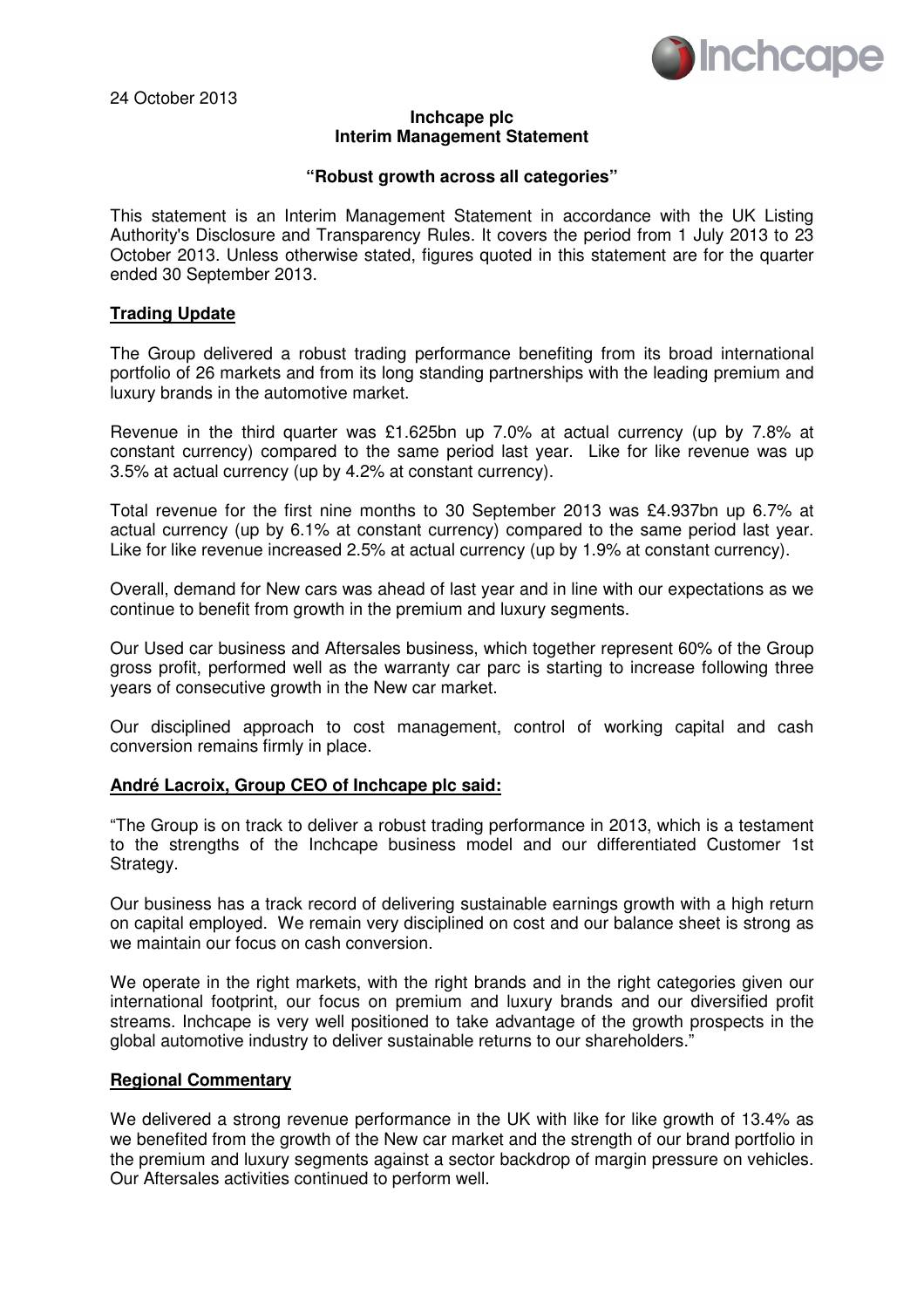24 October 2013

**Inchcape plc**
**Interim Management Statement**

**"Robust growth across all categories"**

This statement is an Interim Management Statement in accordance with the UK Listing Authority's Disclosure and Transparency Rules. It covers the period from 1 July 2013 to 23 October 2013. Unless otherwise stated, figures quoted in this statement are for the quarter ended 30 September 2013.

## Trading Update

The Group delivered a robust trading performance benefiting from its broad international portfolio of 26 markets and from its long standing partnerships with the leading premium and luxury brands in the automotive market.

Revenue in the third quarter was £1.625bn up 7.0% at actual currency (up by 7.8% at constant currency) compared to the same period last year. Like for like revenue was up 3.5% at actual currency (up by 4.2% at constant currency).

Total revenue for the first nine months to 30 September 2013 was £4.937bn up 6.7% at actual currency (up by 6.1% at constant currency) compared to the same period last year. Like for like revenue increased 2.5% at actual currency (up by 1.9% at constant currency).

Overall, demand for New cars was ahead of last year and in line with our expectations as we continue to benefit from growth in the premium and luxury segments.

Our Used car business and Aftersales business, which together represent 60% of the Group gross profit, performed well as the warranty car parc is starting to increase following three years of consecutive growth in the New car market.

Our disciplined approach to cost management, control of working capital and cash conversion remains firmly in place.

## André Lacroix, Group CEO of Inchcape plc said:

"The Group is on track to deliver a robust trading performance in 2013, which is a testament to the strengths of the Inchcape business model and our differentiated Customer 1st Strategy.

Our business has a track record of delivering sustainable earnings growth with a high return on capital employed. We remain very disciplined on cost and our balance sheet is strong as we maintain our focus on cash conversion.

We operate in the right markets, with the right brands and in the right categories given our international footprint, our focus on premium and luxury brands and our diversified profit streams. Inchcape is very well positioned to take advantage of the growth prospects in the global automotive industry to deliver sustainable returns to our shareholders."

## Regional Commentary

We delivered a strong revenue performance in the UK with like for like growth of 13.4% as we benefited from the growth of the New car market and the strength of our brand portfolio in the premium and luxury segments against a sector backdrop of margin pressure on vehicles. Our Aftersales activities continued to perform well.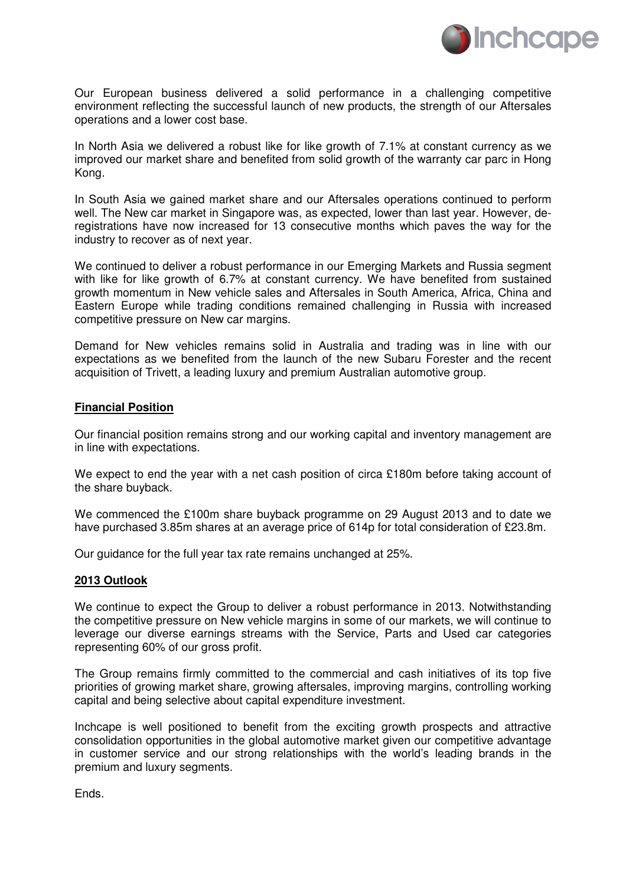Our European business delivered a solid performance in a challenging competitive environment reflecting the successful launch of new products, the strength of our Aftersales operations and a lower cost base.

In North Asia we delivered a robust like for like growth of 7.1% at constant currency as we improved our market share and benefited from solid growth of the warranty car parc in Hong Kong.

In South Asia we gained market share and our Aftersales operations continued to perform well. The New car market in Singapore was, as expected, lower than last year. However, de-registrations have now increased for 13 consecutive months which paves the way for the industry to recover as of next year.

We continued to deliver a robust performance in our Emerging Markets and Russia segment with like for like growth of 6.7% at constant currency. We have benefited from sustained growth momentum in New vehicle sales and Aftersales in South America, Africa, China and Eastern Europe while trading conditions remained challenging in Russia with increased competitive pressure on New car margins.

Demand for New vehicles remains solid in Australia and trading was in line with our expectations as we benefited from the launch of the new Subaru Forester and the recent acquisition of Trivett, a leading luxury and premium Australian automotive group.

## Financial Position

Our financial position remains strong and our working capital and inventory management are in line with expectations.

We expect to end the year with a net cash position of circa £180m before taking account of the share buyback.

We commenced the £100m share buyback programme on 29 August 2013 and to date we have purchased 3.85m shares at an average price of 614p for total consideration of £23.8m.

Our guidance for the full year tax rate remains unchanged at 25%.

## 2013 Outlook

We continue to expect the Group to deliver a robust performance in 2013. Notwithstanding the competitive pressure on New vehicle margins in some of our markets, we will continue to leverage our diverse earnings streams with the Service, Parts and Used car categories representing 60% of our gross profit.

The Group remains firmly committed to the commercial and cash initiatives of its top five priorities of growing market share, growing aftersales, improving margins, controlling working capital and being selective about capital expenditure investment.

Inchcape is well positioned to benefit from the exciting growth prospects and attractive consolidation opportunities in the global automotive market given our competitive advantage in customer service and our strong relationships with the world's leading brands in the premium and luxury segments.

Ends.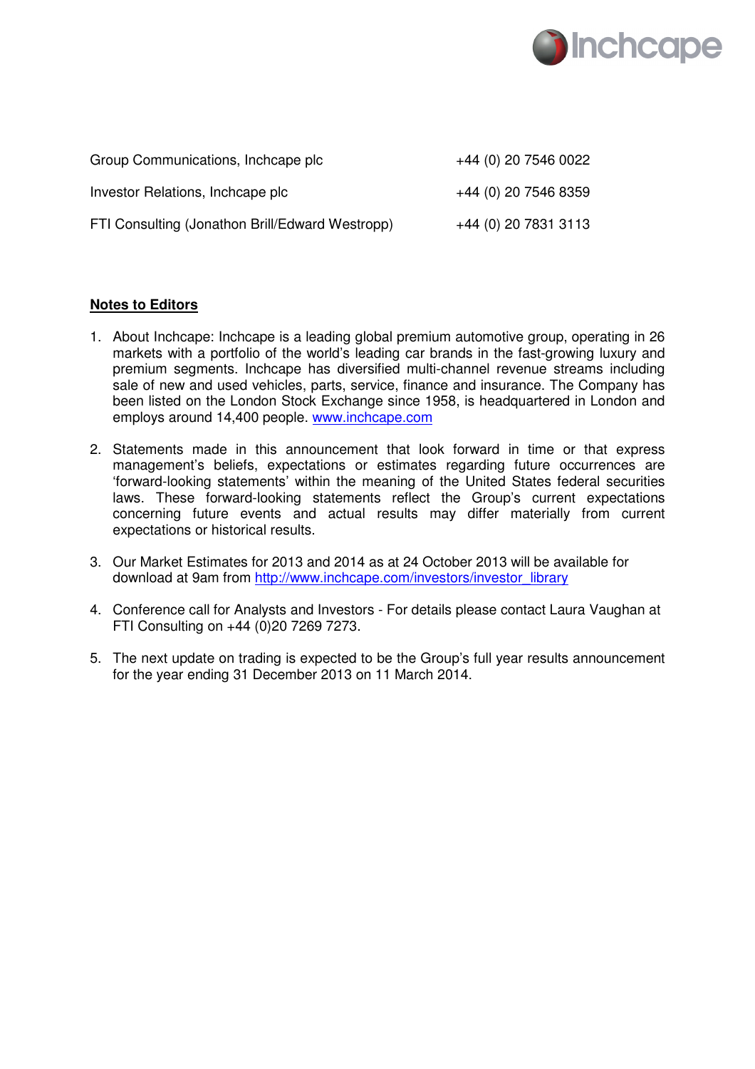| | |
|---|---|
| Group Communications, Inchcape plc | +44 (0) 20 7546 0022 |
| Investor Relations, Inchcape plc | +44 (0) 20 7546 8359 |
| FTI Consulting (Jonathon Brill/Edward Westropp) | +44 (0) 20 7831 3113 |

**Notes to Editors**

1. About Inchcape: Inchcape is a leading global premium automotive group, operating in 26 markets with a portfolio of the world's leading car brands in the fast-growing luxury and premium segments. Inchcape has diversified multi-channel revenue streams including sale of new and used vehicles, parts, service, finance and insurance. The Company has been listed on the London Stock Exchange since 1958, is headquartered in London and employs around 14,400 people. www.inchcape.com

2. Statements made in this announcement that look forward in time or that express management's beliefs, expectations or estimates regarding future occurrences are 'forward-looking statements' within the meaning of the United States federal securities laws. These forward-looking statements reflect the Group's current expectations concerning future events and actual results may differ materially from current expectations or historical results.

3. Our Market Estimates for 2013 and 2014 as at 24 October 2013 will be available for download at 9am from http://www.inchcape.com/investors/investor_library

4. Conference call for Analysts and Investors - For details please contact Laura Vaughan at FTI Consulting on +44 (0)20 7269 7273.

5. The next update on trading is expected to be the Group's full year results announcement for the year ending 31 December 2013 on 11 March 2014.